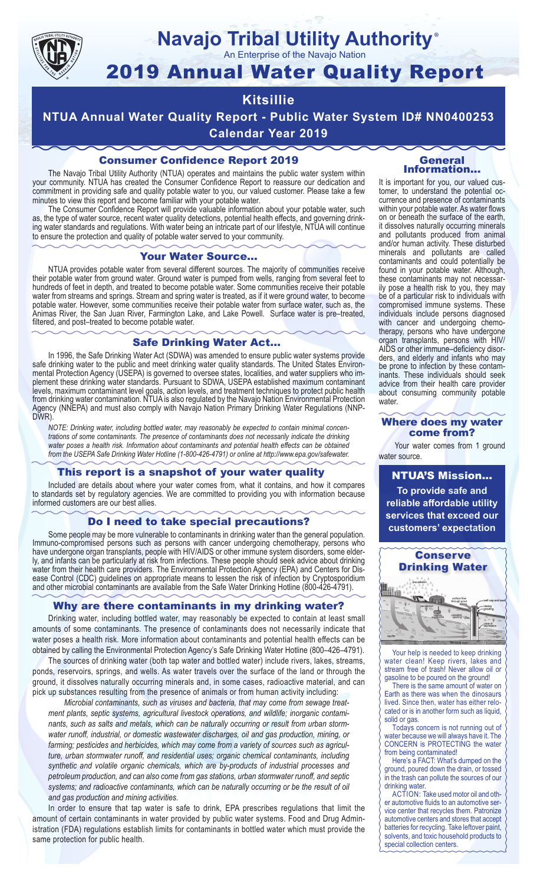# Navajo Tribal Utility Authority®

An Enterprise of the Navajo Nation

# 2019 Annual Water Quality Report

## Kitsillie

**NTUA Annual Water Quality Report - Public Water System ID# NN0400253**

**Calendar Year 2019**

### Consumer Confidence Report 2019

The Navajo Tribal Utility Authority (NTUA) operates and maintains the public water system within your community. NTUA has created the Consumer Confidence Report to reassure our dedication and commitment in providing safe and quality potable water to you, our valued customer. Please take a few minutes to view this report and become familiar with your potable water.

The Consumer Confidence Report will provide valuable information about your potable water, such as, the type of water source, recent water quality detections, potential health effects, and governing drinking water standards and regulations. With water being an intricate part of our lifestyle, NTUA will continue to ensure the protection and quality of potable water served to your community.

### Your Water Source…

NTUA provides potable water from several different sources. The majority of communities receive their potable water from ground water. Ground water is pumped from wells, ranging from several feet to hundreds of feet in depth, and treated to become potable water. Some communities receive their potable water from streams and springs. Stream and spring water is treated, as if it were ground water, to become potable water. However, some communities receive their potable water from surface water, such as, the Animas River, the San Juan River, Farmington Lake, and Lake Powell. Surface water is pre–treated, filtered, and post–treated to become potable water.

### Safe Drinking Water Act…

In 1996, the Safe Drinking Water Act (SDWA) was amended to ensure public water systems provide safe drinking water to the public and meet drinking water quality standards. The United States Environmental Protection Agency (USEPA) is governed to oversee states, localities, and water suppliers who implement these drinking water standards. Pursuant to SDWA, USEPA established maximum contaminant levels, maximum contaminant level goals, action levels, and treatment techniques to protect public health from drinking water contamination. NTUA is also regulated by the Navajo Nation Environmental Protection Agency (NNEPA) and must also comply with Navajo Nation Primary Drinking Water Regulations (NNPDWR).

*NOTE: Drinking water, including bottled water, may reasonably be expected to contain minimal concentrations of some contaminants. The presence of contaminants does not necessarily indicate the drinking water poses a health risk. Information about contaminants and potential health effects can be obtained from the USEPA Safe Drinking Water Hotline (1-800-426-4791) or online at http://www.epa.gov/safewater.*

### This report is a snapshot of your water quality

Included are details about where your water comes from, what it contains, and how it compares to standards set by regulatory agencies. We are committed to providing you with information because informed customers are our best allies.

### Do I need to take special precautions?

Some people may be more vulnerable to contaminants in drinking water than the general population. Immuno-compromised persons such as persons with cancer undergoing chemotherapy, persons who have undergone organ transplants, people with HIV/AIDS or other immune system disorders, some elderly, and infants can be particularly at risk from infections. These people should seek advice about drinking water from their health care providers. The Environmental Protection Agency (EPA) and Centers for Disease Control (CDC) guidelines on appropriate means to lessen the risk of infection by Cryptosporidium and other microbial contaminants are available from the Safe Water Drinking Hotline (800-426-4791).

### Why are there contaminants in my drinking water?

Drinking water, including bottled water, may reasonably be expected to contain at least small amounts of some contaminants. The presence of contaminants does not necessarily indicate that water poses a health risk. More information about contaminants and potential health effects can be obtained by calling the Environmental Protection Agency's Safe Drinking Water Hotline (800–426–4791).

The sources of drinking water (both tap water and bottled water) include rivers, lakes, streams, ponds, reservoirs, springs, and wells. As water travels over the surface of the land or through the ground, it dissolves naturally occurring minerals and, in some cases, radioactive material, and can pick up substances resulting from the presence of animals or from human activity including:

*Microbial contaminants, such as viruses and bacteria, that may come from sewage treatment plants, septic systems, agricultural livestock operations, and wildlife; inorganic contaminants, such as salts and metals, which can be naturally occurring or result from urban stormwater runoff, industrial, or domestic wastewater discharges, oil and gas production, mining, or farming; pesticides and herbicides, which may come from a variety of sources such as agriculture, urban stormwater runoff, and residential uses; organic chemical contaminants, including synthetic and volatile organic chemicals, which are by-products of industrial processes and petroleum production, and can also come from gas stations, urban stormwater runoff, and septic systems; and radioactive contaminants, which can be naturally occurring or be the result of oil and gas production and mining activities.*

In order to ensure that tap water is safe to drink, EPA prescribes regulations that limit the amount of certain contaminants in water provided by public water systems. Food and Drug Administration (FDA) regulations establish limits for contaminants in bottled water which must provide the same protection for public health.

### General Information…

It is important for you, our valued customer, to understand the potential occurrence and presence of contaminants within your potable water. As water flows on or beneath the surface of the earth, it dissolves naturally occurring minerals and pollutants produced from animal and/or human activity. These disturbed minerals and pollutants are called contaminants and could potentially be found in your potable water. Although, these contaminants may not necessarily pose a health risk to you, they may be of a particular risk to individuals with compromised immune systems. These individuals include persons diagnosed with cancer and undergoing chemotherapy, persons who have undergone organ transplants, persons with HIV/AIDS or other immune–deficiency disorders, and elderly and infants who may be prone to infection by these contaminants. These individuals should seek advice from their health care provider about consuming community potable water.

### Where does my water come from?

Your water comes from 1 ground water source.

### NTUA'S Mission…

**To provide safe and reliable affordable utility services that exceed our customers' expectation**

### Conserve Drinking Water

Your help is needed to keep drinking water clean! Keep rivers, lakes and stream free of trash! Never allow oil or gasoline to be poured on the ground!

There is the same amount of water on Earth as there was when the dinosaurs lived. Since then, water has either relocated or is in another form such as liquid, solid or gas.

Todays concern is not running out of water because we will always have it. The CONCERN is PROTECTING the water from being contaminated!

Here's a FACT: What's dumped on the ground, poured down the drain, or tossed in the trash can pollute the sources of our drinking water.

ACTION: Take used motor oil and other automotive fluids to an automotive service center that recycles them. Patronize automotive centers and stores that accept batteries for recycling. Take leftover paint, solvents, and toxic household products to special collection centers.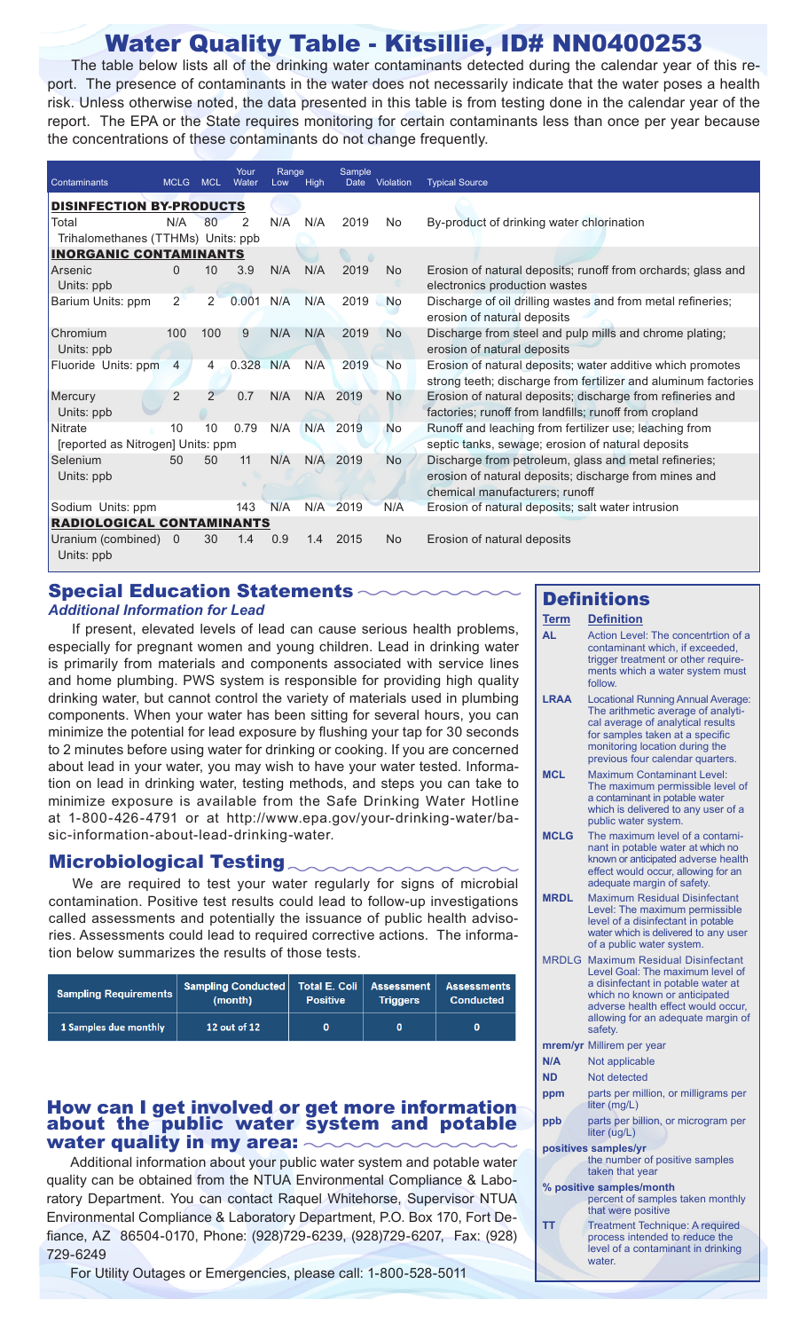# Water Quality Table - Kitsillie, ID# NN0400253

The table below lists all of the drinking water contaminants detected during the calendar year of this report. The presence of contaminants in the water does not necessarily indicate that the water poses a health risk. Unless otherwise noted, the data presented in this table is from testing done in the calendar year of the report. The EPA or the State requires monitoring for certain contaminants less than once per year because the concentrations of these contaminants do not change frequently.

| Contaminants | MCLG | MCL | Your Water | Range Low | Range High | Sample Date | Violation | Typical Source |
|---|---|---|---|---|---|---|---|---|
| **DISINFECTION BY-PRODUCTS** | | | | | | | | |
| Total Trihalomethanes (TTHMs) Units: ppb | N/A | 80 | 2 | N/A | N/A | 2019 | No | By-product of drinking water chlorination |
| **INORGANIC CONTAMINANTS** | | | | | | | | |
| Arsenic Units: ppb | 0 | 10 | 3.9 | N/A | N/A | 2019 | No | Erosion of natural deposits; runoff from orchards; glass and electronics production wastes |
| Barium Units: ppm | 2 | 2 | 0.001 | N/A | N/A | 2019 | No | Discharge of oil drilling wastes and from metal refineries; erosion of natural deposits |
| Chromium Units: ppb | 100 | 100 | 9 | N/A | N/A | 2019 | No | Discharge from steel and pulp mills and chrome plating; erosion of natural deposits |
| Fluoride Units: ppm | 4 | 4 | 0.328 | N/A | N/A | 2019 | No | Erosion of natural deposits; water additive which promotes strong teeth; discharge from fertilizer and aluminum factories |
| Mercury Units: ppb | 2 | 2 | 0.7 | N/A | N/A | 2019 | No | Erosion of natural deposits; discharge from refineries and factories; runoff from landfills; runoff from cropland |
| Nitrate [reported as Nitrogen] Units: ppm | 10 | 10 | 0.79 | N/A | N/A | 2019 | No | Runoff and leaching from fertilizer use; leaching from septic tanks, sewage; erosion of natural deposits |
| Selenium Units: ppb | 50 | 50 | 11 | N/A | N/A | 2019 | No | Discharge from petroleum, glass and metal refineries; erosion of natural deposits; discharge from mines and chemical manufacturers; runoff |
| Sodium Units: ppm | | | 143 | N/A | N/A | 2019 | N/A | Erosion of natural deposits; salt water intrusion |
| **RADIOLOGICAL CONTAMINANTS** | | | | | | | | |
| Uranium (combined) Units: ppb | 0 | 30 | 1.4 | 0.9 | 1.4 | 2015 | No | Erosion of natural deposits |

## Special Education Statements

### *Additional Information for Lead*

If present, elevated levels of lead can cause serious health problems, especially for pregnant women and young children. Lead in drinking water is primarily from materials and components associated with service lines and home plumbing. PWS system is responsible for providing high quality drinking water, but cannot control the variety of materials used in plumbing components. When your water has been sitting for several hours, you can minimize the potential for lead exposure by flushing your tap for 30 seconds to 2 minutes before using water for drinking or cooking. If you are concerned about lead in your water, you may wish to have your water tested. Information on lead in drinking water, testing methods, and steps you can take to minimize exposure is available from the Safe Drinking Water Hotline at 1-800-426-4791 or at http://www.epa.gov/your-drinking-water/basic-information-about-lead-drinking-water.

## Microbiological Testing

We are required to test your water regularly for signs of microbial contamination. Positive test results could lead to follow-up investigations called assessments and potentially the issuance of public health advisories. Assessments could lead to required corrective actions. The information below summarizes the results of those tests.

| Sampling Requirements | Sampling Conducted (month) | Total E. Coli Positive | Assessment Triggers | Assessments Conducted |
|---|---|---|---|---|
| 1 Samples due monthly | 12 out of 12 | 0 | 0 | 0 |

## How can I get involved or get more information about the public water system and potable water quality in my area:

Additional information about your public water system and potable water quality can be obtained from the NTUA Environmental Compliance & Laboratory Department. You can contact Raquel Whitehorse, Supervisor NTUA Environmental Compliance & Laboratory Department, P.O. Box 170, Fort Defiance, AZ 86504-0170, Phone: (928)729-6239, (928)729-6207, Fax: (928) 729-6249

For Utility Outages or Emergencies, please call: 1-800-528-5011

## Definitions

| Term | Definition |
|---|---|
| **AL** | Action Level: The concentrtion of a contaminant which, if exceeded, trigger treatment or other requirements which a water system must follow. |
| **LRAA** | Locational Running Annual Average: The arithmetic average of analytical average of analytical results for samples taken at a specific monitoring location during the previous four calendar quarters. |
| **MCL** | Maximum Contaminant Level: The maximum permissible level of a contaminant in potable water which is delivered to any user of a public water system. |
| **MCLG** | The maximum level of a contaminant in potable water at which no known or anticipated adverse health effect would occur, allowing for an adequate margin of safety. |
| **MRDL** | Maximum Residual Disinfectant Level: The maximum permissible level of a disinfectant in potable water which is delivered to any user of a public water system. |
| **MRDLG** | Maximum Residual Disinfectant Level Goal: The maximum level of a disinfectant in potable water at which no known or anticipated adverse health effect would occur, allowing for an adequate margin of safety. |
| **mrem/yr** | Millirem per year |
| **N/A** | Not applicable |
| **ND** | Not detected |
| **ppm** | parts per million, or milligrams per liter (mg/L) |
| **ppb** | parts per billion, or microgram per liter (ug/L) |
| **positives samples/yr** | the number of positive samples taken that year |
| **% positive samples/month** | percent of samples taken monthly that were positive |
| **TT** | Treatment Technique: A required process intended to reduce the level of a contaminant in drinking water. |